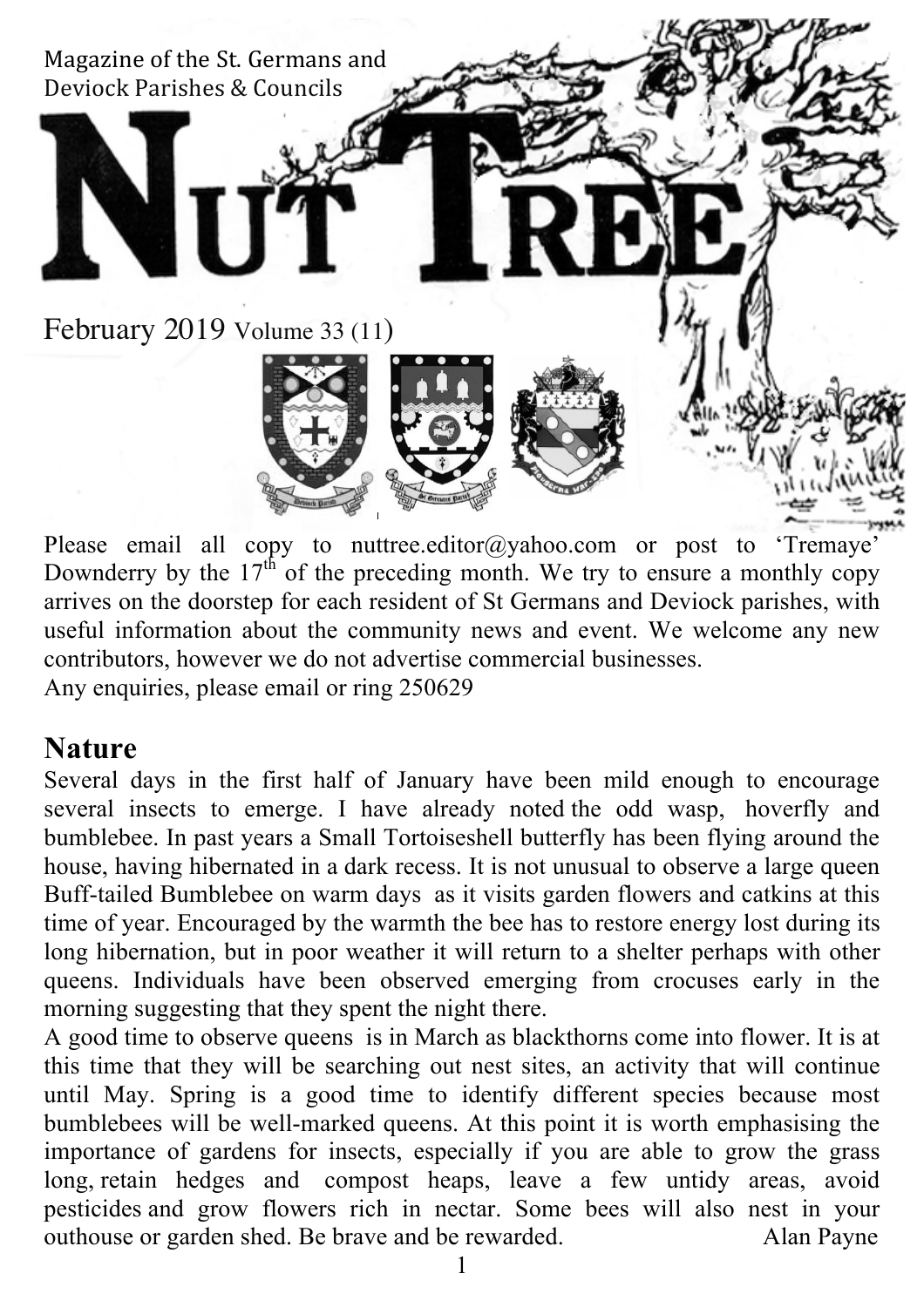Magazine of the St. Germans and Deviock Parishes & Councils

# NUT TREE

February 2019 Volume 33 (11)

Please email all copy to nuttree.editor@yahoo.com or post to 'Tremaye' Downderry by the 17th of the preceding month. We try to ensure a monthly copy arrives on the doorstep for each resident of St Germans and Deviock parishes, with useful information about the community news and event. We welcome any new contributors, however we do not advertise commercial businesses.
Any enquiries, please email or ring 250629

## Nature

Several days in the first half of January have been mild enough to encourage several insects to emerge. I have already noted the odd wasp, hoverfly and bumblebee. In past years a Small Tortoiseshell butterfly has been flying around the house, having hibernated in a dark recess. It is not unusual to observe a large queen Buff-tailed Bumblebee on warm days as it visits garden flowers and catkins at this time of year. Encouraged by the warmth the bee has to restore energy lost during its long hibernation, but in poor weather it will return to a shelter perhaps with other queens. Individuals have been observed emerging from crocuses early in the morning suggesting that they spent the night there.

A good time to observe queens is in March as blackthorns come into flower. It is at this time that they will be searching out nest sites, an activity that will continue until May. Spring is a good time to identify different species because most bumblebees will be well-marked queens. At this point it is worth emphasising the importance of gardens for insects, especially if you are able to grow the grass long, retain hedges and compost heaps, leave a few untidy areas, avoid pesticides and grow flowers rich in nectar. Some bees will also nest in your outhouse or garden shed. Be brave and be rewarded.

Alan Payne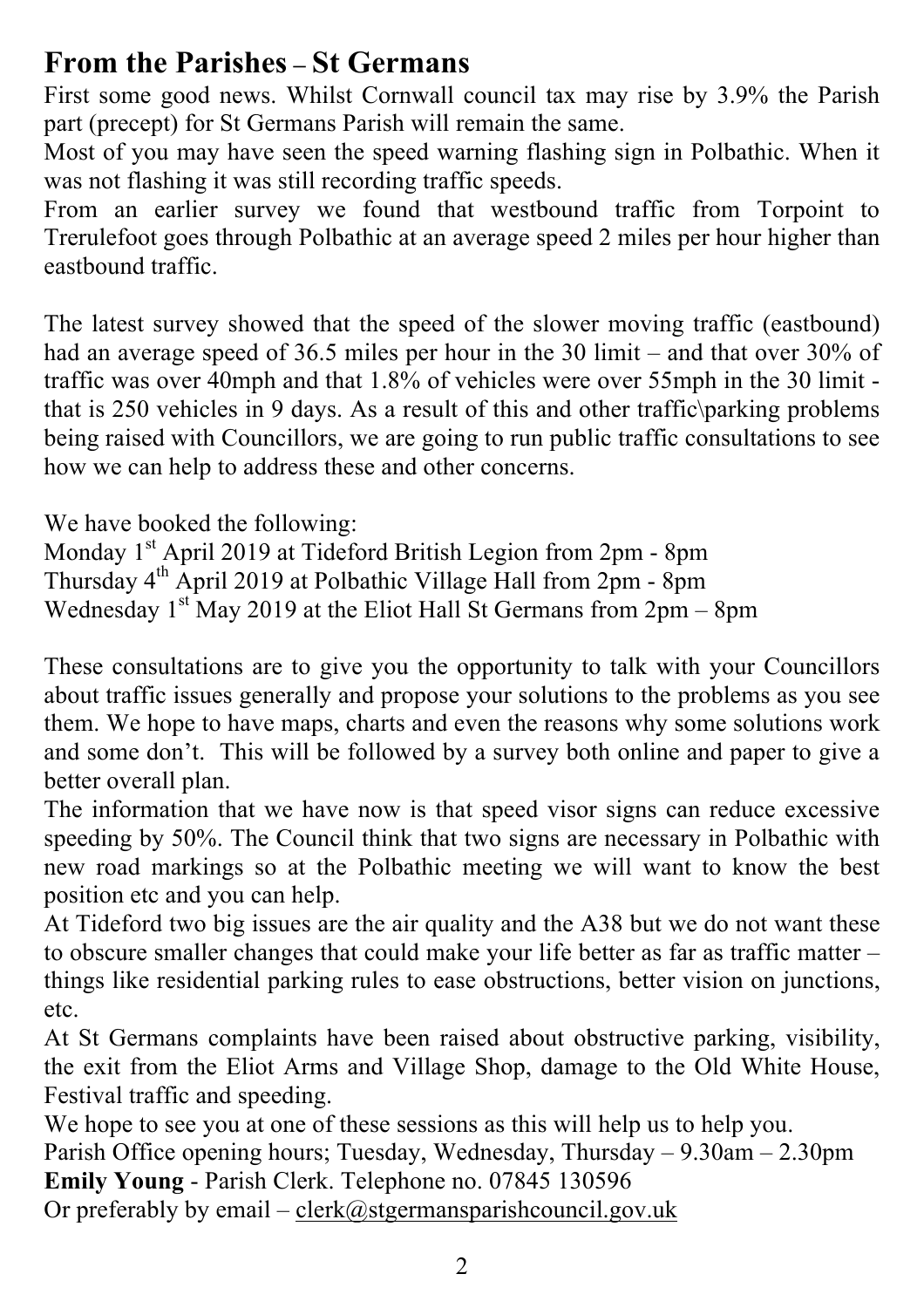## From the Parishes – St Germans

First some good news. Whilst Cornwall council tax may rise by 3.9% the Parish part (precept) for St Germans Parish will remain the same.

Most of you may have seen the speed warning flashing sign in Polbathic. When it was not flashing it was still recording traffic speeds.

From an earlier survey we found that westbound traffic from Torpoint to Trerulefoot goes through Polbathic at an average speed 2 miles per hour higher than eastbound traffic.

The latest survey showed that the speed of the slower moving traffic (eastbound) had an average speed of 36.5 miles per hour in the 30 limit – and that over 30% of traffic was over 40mph and that 1.8% of vehicles were over 55mph in the 30 limit - that is 250 vehicles in 9 days. As a result of this and other traffic\parking problems being raised with Councillors, we are going to run public traffic consultations to see how we can help to address these and other concerns.

We have booked the following:
Monday 1st April 2019 at Tideford British Legion from 2pm - 8pm
Thursday 4th April 2019 at Polbathic Village Hall from 2pm - 8pm
Wednesday 1st May 2019 at the Eliot Hall St Germans from 2pm – 8pm

These consultations are to give you the opportunity to talk with your Councillors about traffic issues generally and propose your solutions to the problems as you see them. We hope to have maps, charts and even the reasons why some solutions work and some don't. This will be followed by a survey both online and paper to give a better overall plan.

The information that we have now is that speed visor signs can reduce excessive speeding by 50%. The Council think that two signs are necessary in Polbathic with new road markings so at the Polbathic meeting we will want to know the best position etc and you can help.

At Tideford two big issues are the air quality and the A38 but we do not want these to obscure smaller changes that could make your life better as far as traffic matter – things like residential parking rules to ease obstructions, better vision on junctions, etc.

At St Germans complaints have been raised about obstructive parking, visibility, the exit from the Eliot Arms and Village Shop, damage to the Old White House, Festival traffic and speeding.

We hope to see you at one of these sessions as this will help us to help you.

Parish Office opening hours; Tuesday, Wednesday, Thursday – 9.30am – 2.30pm
**Emily Young** - Parish Clerk. Telephone no. 07845 130596
Or preferably by email – clerk@stgermansparishcouncil.gov.uk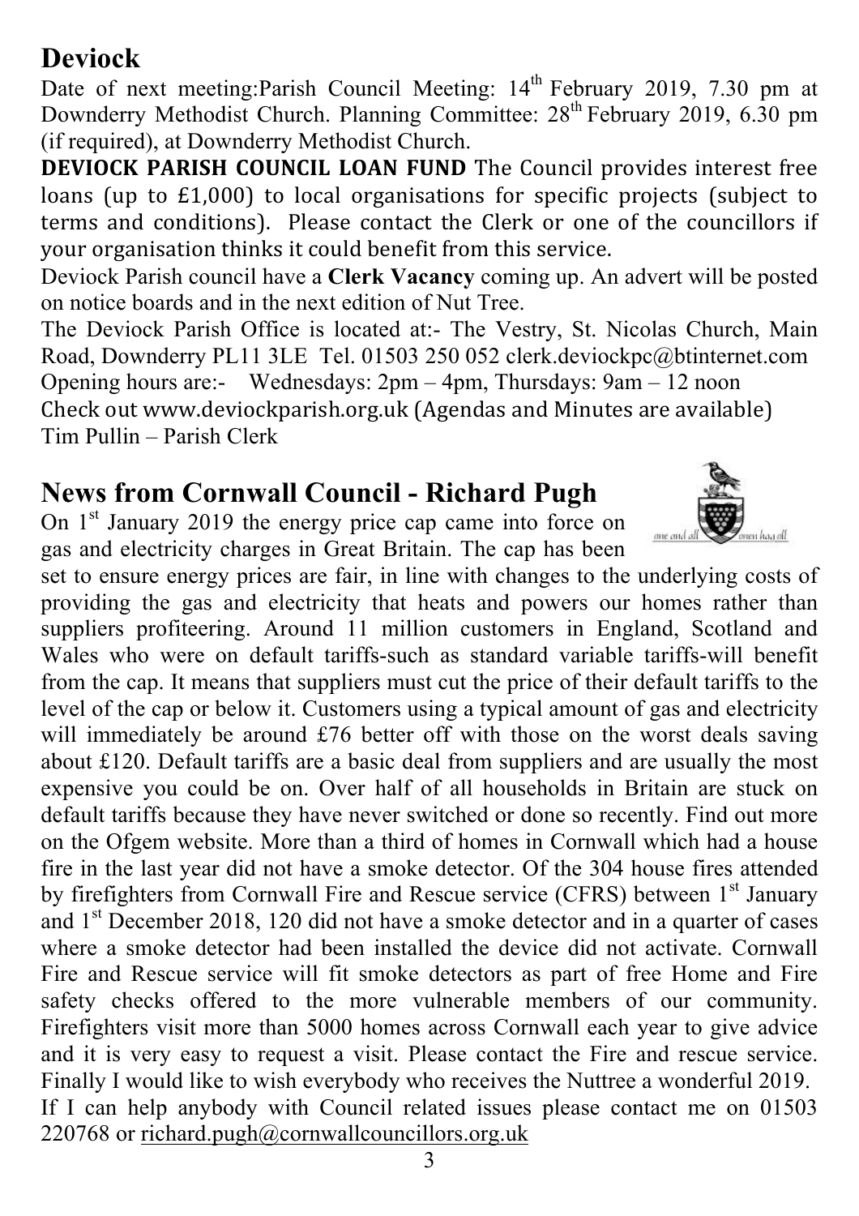## Deviock

Date of next meeting:Parish Council Meeting: 14th February 2019, 7.30 pm at Downderry Methodist Church. Planning Committee: 28th February 2019, 6.30 pm (if required), at Downderry Methodist Church.

**DEVIOCK PARISH COUNCIL LOAN FUND** The Council provides interest free loans (up to £1,000) to local organisations for specific projects (subject to terms and conditions). Please contact the Clerk or one of the councillors if your organisation thinks it could benefit from this service.

Deviock Parish council have a **Clerk Vacancy** coming up. An advert will be posted on notice boards and in the next edition of Nut Tree.

The Deviock Parish Office is located at:- The Vestry, St. Nicolas Church, Main Road, Downderry PL11 3LE Tel. 01503 250 052 clerk.deviockpc@btinternet.com
Opening hours are:- Wednesdays: 2pm – 4pm, Thursdays: 9am – 12 noon
Check out www.deviockparish.org.uk (Agendas and Minutes are available)
Tim Pullin – Parish Clerk

## News from Cornwall Council - Richard Pugh

On 1st January 2019 the energy price cap came into force on gas and electricity charges in Great Britain. The cap has been set to ensure energy prices are fair, in line with changes to the underlying costs of providing the gas and electricity that heats and powers our homes rather than suppliers profiteering. Around 11 million customers in England, Scotland and Wales who were on default tariffs-such as standard variable tariffs-will benefit from the cap. It means that suppliers must cut the price of their default tariffs to the level of the cap or below it. Customers using a typical amount of gas and electricity will immediately be around £76 better off with those on the worst deals saving about £120. Default tariffs are a basic deal from suppliers and are usually the most expensive you could be on. Over half of all households in Britain are stuck on default tariffs because they have never switched or done so recently. Find out more on the Ofgem website. More than a third of homes in Cornwall which had a house fire in the last year did not have a smoke detector. Of the 304 house fires attended by firefighters from Cornwall Fire and Rescue service (CFRS) between 1st January and 1st December 2018, 120 did not have a smoke detector and in a quarter of cases where a smoke detector had been installed the device did not activate. Cornwall Fire and Rescue service will fit smoke detectors as part of free Home and Fire safety checks offered to the more vulnerable members of our community. Firefighters visit more than 5000 homes across Cornwall each year to give advice and it is very easy to request a visit. Please contact the Fire and rescue service. Finally I would like to wish everybody who receives the Nuttree a wonderful 2019.
If I can help anybody with Council related issues please contact me on 01503 220768 or richard.pugh@cornwallcouncillors.org.uk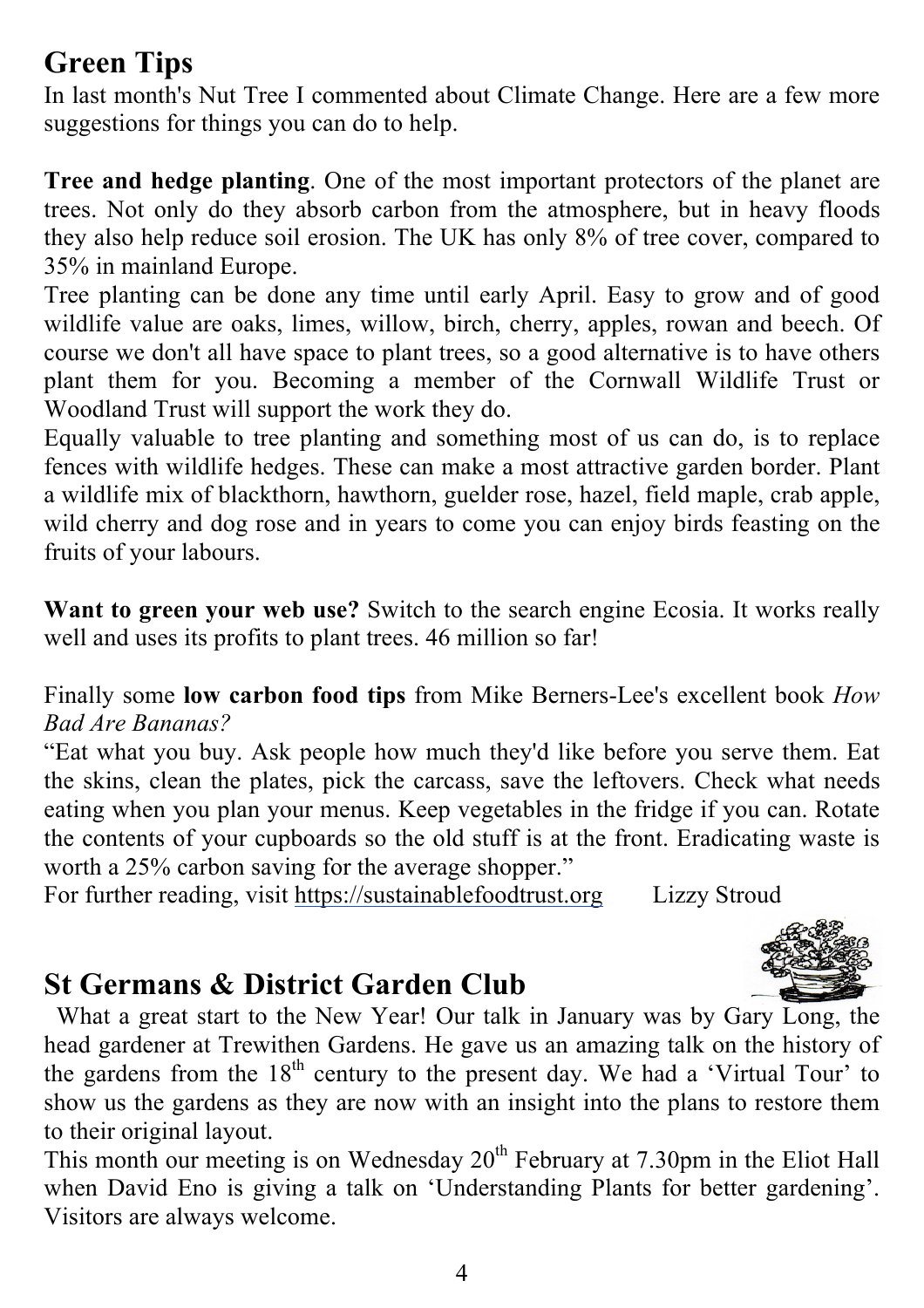## Green Tips

In last month's Nut Tree I commented about Climate Change. Here are a few more suggestions for things you can do to help.

**Tree and hedge planting**. One of the most important protectors of the planet are trees. Not only do they absorb carbon from the atmosphere, but in heavy floods they also help reduce soil erosion. The UK has only 8% of tree cover, compared to 35% in mainland Europe.

Tree planting can be done any time until early April. Easy to grow and of good wildlife value are oaks, limes, willow, birch, cherry, apples, rowan and beech. Of course we don't all have space to plant trees, so a good alternative is to have others plant them for you. Becoming a member of the Cornwall Wildlife Trust or Woodland Trust will support the work they do.

Equally valuable to tree planting and something most of us can do, is to replace fences with wildlife hedges. These can make a most attractive garden border. Plant a wildlife mix of blackthorn, hawthorn, guelder rose, hazel, field maple, crab apple, wild cherry and dog rose and in years to come you can enjoy birds feasting on the fruits of your labours.

**Want to green your web use?** Switch to the search engine Ecosia. It works really well and uses its profits to plant trees. 46 million so far!

Finally some **low carbon food tips** from Mike Berners-Lee's excellent book *How Bad Are Bananas?*

"Eat what you buy. Ask people how much they'd like before you serve them. Eat the skins, clean the plates, pick the carcass, save the leftovers. Check what needs eating when you plan your menus. Keep vegetables in the fridge if you can. Rotate the contents of your cupboards so the old stuff is at the front. Eradicating waste is worth a 25% carbon saving for the average shopper."

For further reading, visit https://sustainablefoodtrust.org Lizzy Stroud

## St Germans & District Garden Club

What a great start to the New Year! Our talk in January was by Gary Long, the head gardener at Trewithen Gardens. He gave us an amazing talk on the history of the gardens from the 18th century to the present day. We had a 'Virtual Tour' to show us the gardens as they are now with an insight into the plans to restore them to their original layout.

This month our meeting is on Wednesday 20th February at 7.30pm in the Eliot Hall when David Eno is giving a talk on 'Understanding Plants for better gardening'. Visitors are always welcome.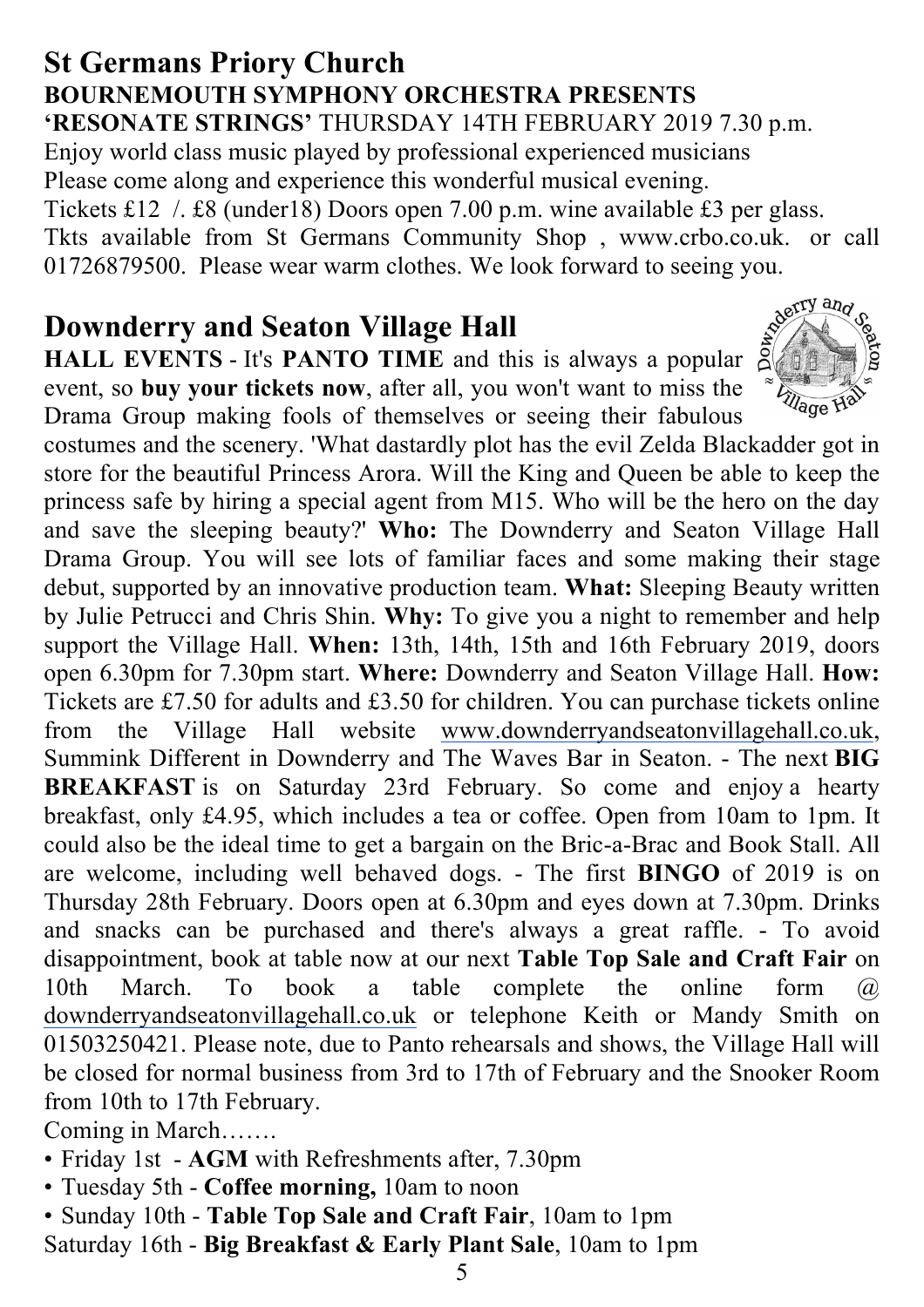## St Germans Priory Church

**BOURNEMOUTH SYMPHONY ORCHESTRA PRESENTS**

**'RESONATE STRINGS'** THURSDAY 14TH FEBRUARY 2019 7.30 p.m.

Enjoy world class music played by professional experienced musicians

Please come along and experience this wonderful musical evening.

Tickets £12 /. £8 (under18) Doors open 7.00 p.m. wine available £3 per glass.

Tkts available from St Germans Community Shop , www.crbo.co.uk. or call 01726879500. Please wear warm clothes. We look forward to seeing you.

## Downderry and Seaton Village Hall

**HALL EVENTS** - It's **PANTO TIME** and this is always a popular event, so **buy your tickets now**, after all, you won't want to miss the Drama Group making fools of themselves or seeing their fabulous costumes and the scenery. 'What dastardly plot has the evil Zelda Blackadder got in store for the beautiful Princess Arora. Will the King and Queen be able to keep the princess safe by hiring a special agent from M15. Who will be the hero on the day and save the sleeping beauty?' **Who:** The Downderry and Seaton Village Hall Drama Group. You will see lots of familiar faces and some making their stage debut, supported by an innovative production team. **What:** Sleeping Beauty written by Julie Petrucci and Chris Shin. **Why:** To give you a night to remember and help support the Village Hall. **When:** 13th, 14th, 15th and 16th February 2019, doors open 6.30pm for 7.30pm start. **Where:** Downderry and Seaton Village Hall. **How:** Tickets are £7.50 for adults and £3.50 for children. You can purchase tickets online from the Village Hall website www.downderryandseatonvillagehall.co.uk, Summink Different in Downderry and The Waves Bar in Seaton. - The next **BIG BREAKFAST** is on Saturday 23rd February. So come and enjoy a hearty breakfast, only £4.95, which includes a tea or coffee. Open from 10am to 1pm. It could also be the ideal time to get a bargain on the Bric-a-Brac and Book Stall. All are welcome, including well behaved dogs. - The first **BINGO** of 2019 is on Thursday 28th February. Doors open at 6.30pm and eyes down at 7.30pm. Drinks and snacks can be purchased and there's always a great raffle. - To avoid disappointment, book at table now at our next **Table Top Sale and Craft Fair** on 10th March. To book a table complete the online form @ downderryandseatonvillagehall.co.uk or telephone Keith or Mandy Smith on 01503250421. Please note, due to Panto rehearsals and shows, the Village Hall will be closed for normal business from 3rd to 17th of February and the Snooker Room from 10th to 17th February.

Coming in March…….

- Friday 1st - **AGM** with Refreshments after, 7.30pm
- Tuesday 5th - **Coffee morning,** 10am to noon
- Sunday 10th - **Table Top Sale and Craft Fair**, 10am to 1pm

Saturday 16th - **Big Breakfast & Early Plant Sale**, 10am to 1pm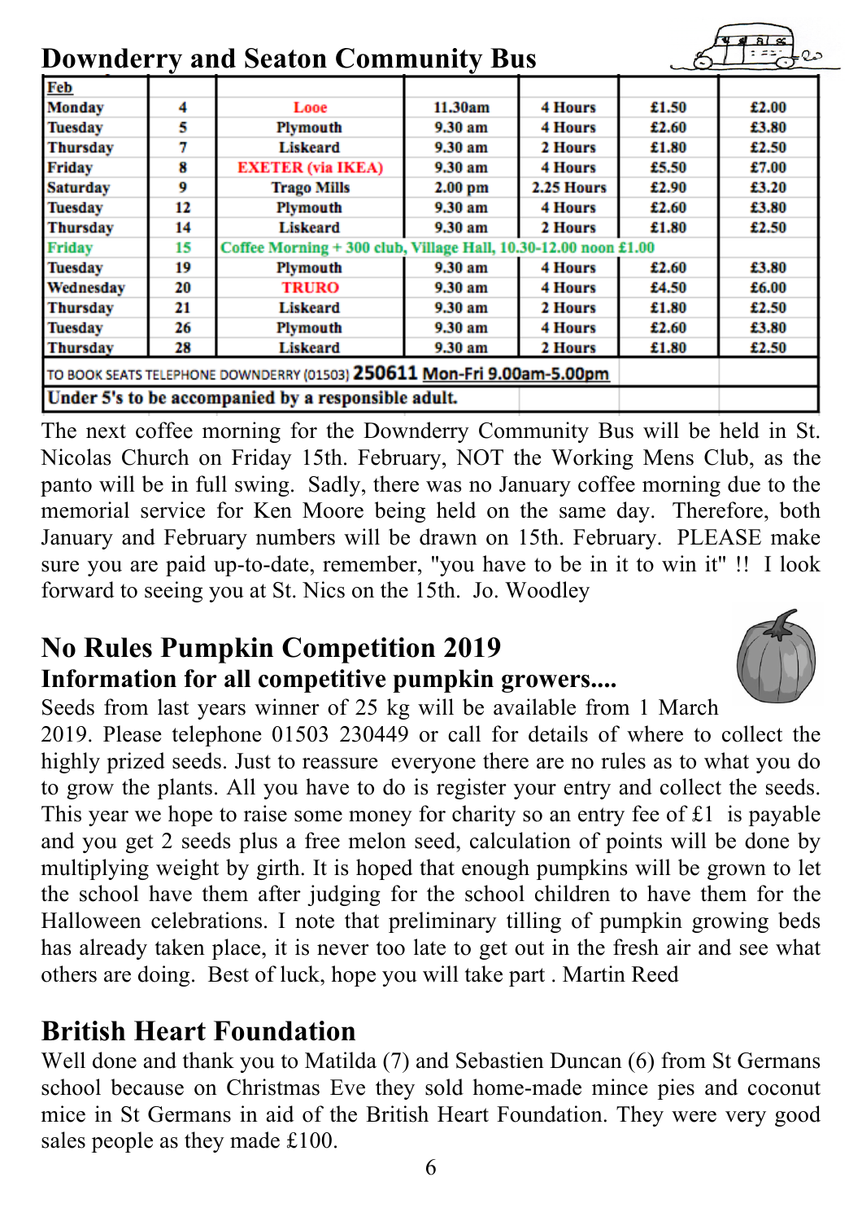## Downderry and Seaton Community Bus

| Feb | | | | | | |
|---|---|---|---|---|---|---|
| Monday | 4 | Looe | 11.30am | 4 Hours | £1.50 | £2.00 |
| Tuesday | 5 | Plymouth | 9.30 am | 4 Hours | £2.60 | £3.80 |
| Thursday | 7 | Liskeard | 9.30 am | 2 Hours | £1.80 | £2.50 |
| Friday | 8 | EXETER (via IKEA) | 9.30 am | 4 Hours | £5.50 | £7.00 |
| Saturday | 9 | Trago Mills | 2.00 pm | 2.25 Hours | £2.90 | £3.20 |
| Tuesday | 12 | Plymouth | 9.30 am | 4 Hours | £2.60 | £3.80 |
| Thursday | 14 | Liskeard | 9.30 am | 2 Hours | £1.80 | £2.50 |
| Friday | 15 | Coffee Morning + 300 club, Village Hall, 10.30-12.00 noon £1.00 | | | | |
| Tuesday | 19 | Plymouth | 9.30 am | 4 Hours | £2.60 | £3.80 |
| Wednesday | 20 | TRURO | 9.30 am | 4 Hours | £4.50 | £6.00 |
| Thursday | 21 | Liskeard | 9.30 am | 2 Hours | £1.80 | £2.50 |
| Tuesday | 26 | Plymouth | 9.30 am | 4 Hours | £2.60 | £3.80 |
| Thursday | 28 | Liskeard | 9.30 am | 2 Hours | £1.80 | £2.50 |
| TO BOOK SEATS TELEPHONE DOWNDERRY (01503) **250611** Mon-Fri 9.00am-5.00pm | | | | | | |
| **Under 5's to be accompanied by a responsible adult.** | | | | | | |

The next coffee morning for the Downderry Community Bus will be held in St. Nicolas Church on Friday 15th. February, NOT the Working Mens Club, as the panto will be in full swing. Sadly, there was no January coffee morning due to the memorial service for Ken Moore being held on the same day. Therefore, both January and February numbers will be drawn on 15th. February. PLEASE make sure you are paid up-to-date, remember, "you have to be in it to win it" !! I look forward to seeing you at St. Nics on the 15th. Jo. Woodley

## No Rules Pumpkin Competition 2019

### Information for all competitive pumpkin growers....

Seeds from last years winner of 25 kg will be available from 1 March 2019. Please telephone 01503 230449 or call for details of where to collect the highly prized seeds. Just to reassure everyone there are no rules as to what you do to grow the plants. All you have to do is register your entry and collect the seeds. This year we hope to raise some money for charity so an entry fee of £1 is payable and you get 2 seeds plus a free melon seed, calculation of points will be done by multiplying weight by girth. It is hoped that enough pumpkins will be grown to let the school have them after judging for the school children to have them for the Halloween celebrations. I note that preliminary tilling of pumpkin growing beds has already taken place, it is never too late to get out in the fresh air and see what others are doing. Best of luck, hope you will take part . Martin Reed

## British Heart Foundation

Well done and thank you to Matilda (7) and Sebastien Duncan (6) from St Germans school because on Christmas Eve they sold home-made mince pies and coconut mice in St Germans in aid of the British Heart Foundation. They were very good sales people as they made £100.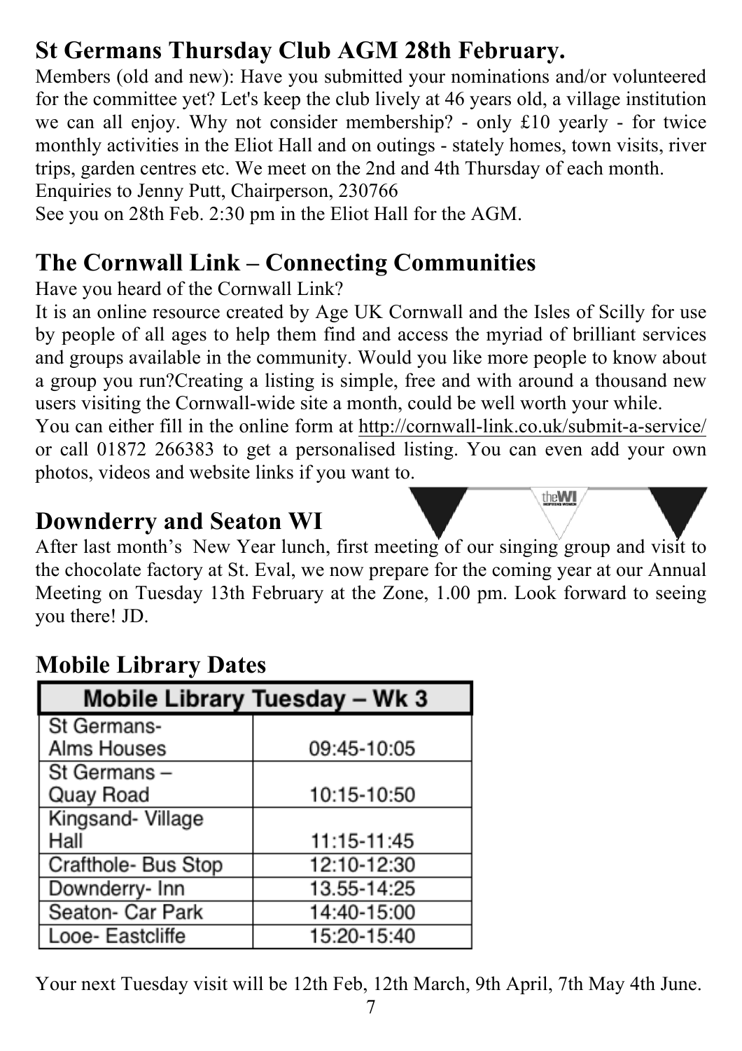## St Germans Thursday Club AGM 28th February.

Members (old and new): Have you submitted your nominations and/or volunteered for the committee yet? Let's keep the club lively at 46 years old, a village institution we can all enjoy. Why not consider membership? - only £10 yearly - for twice monthly activities in the Eliot Hall and on outings - stately homes, town visits, river trips, garden centres etc. We meet on the 2nd and 4th Thursday of each month.
Enquiries to Jenny Putt, Chairperson, 230766
See you on 28th Feb. 2:30 pm in the Eliot Hall for the AGM.

## The Cornwall Link – Connecting Communities

Have you heard of the Cornwall Link?
It is an online resource created by Age UK Cornwall and the Isles of Scilly for use by people of all ages to help them find and access the myriad of brilliant services and groups available in the community. Would you like more people to know about a group you run?Creating a listing is simple, free and with around a thousand new users visiting the Cornwall-wide site a month, could be well worth your while.
You can either fill in the online form at http://cornwall-link.co.uk/submit-a-service/ or call 01872 266383 to get a personalised listing. You can even add your own photos, videos and website links if you want to.

## Downderry and Seaton WI

After last month's New Year lunch, first meeting of our singing group and visit to the chocolate factory at St. Eval, we now prepare for the coming year at our Annual Meeting on Tuesday 13th February at the Zone, 1.00 pm. Look forward to seeing you there! JD.

## Mobile Library Dates

| Mobile Library Tuesday – Wk 3 | |
|---|---|
| St Germans- Alms Houses | 09:45-10:05 |
| St Germans – Quay Road | 10:15-10:50 |
| Kingsand- Village Hall | 11:15-11:45 |
| Crafthole- Bus Stop | 12:10-12:30 |
| Downderry- Inn | 13.55-14:25 |
| Seaton- Car Park | 14:40-15:00 |
| Looe- Eastcliffe | 15:20-15:40 |

Your next Tuesday visit will be 12th Feb, 12th March, 9th April, 7th May 4th June.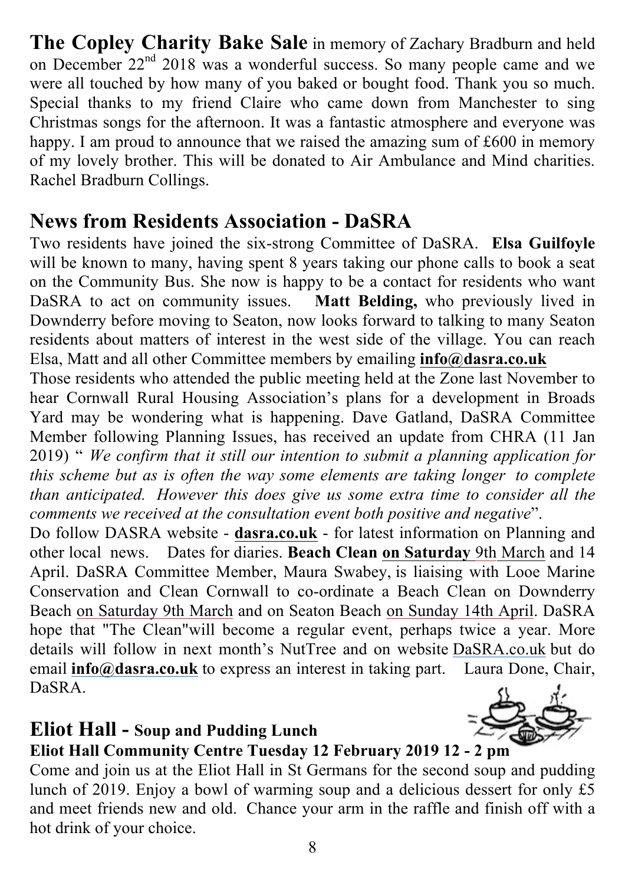**The Copley Charity Bake Sale** in memory of Zachary Bradburn and held on December 22nd 2018 was a wonderful success. So many people came and we were all touched by how many of you baked or bought food. Thank you so much. Special thanks to my friend Claire who came down from Manchester to sing Christmas songs for the afternoon. It was a fantastic atmosphere and everyone was happy. I am proud to announce that we raised the amazing sum of £600 in memory of my lovely brother. This will be donated to Air Ambulance and Mind charities. Rachel Bradburn Collings.

## News from Residents Association - DaSRA

Two residents have joined the six-strong Committee of DaSRA. **Elsa Guilfoyle** will be known to many, having spent 8 years taking our phone calls to book a seat on the Community Bus. She now is happy to be a contact for residents who want DaSRA to act on community issues. **Matt Belding,** who previously lived in Downderry before moving to Seaton, now looks forward to talking to many Seaton residents about matters of interest in the west side of the village. You can reach Elsa, Matt and all other Committee members by emailing **info@dasra.co.uk**

Those residents who attended the public meeting held at the Zone last November to hear Cornwall Rural Housing Association's plans for a development in Broads Yard may be wondering what is happening. Dave Gatland, DaSRA Committee Member following Planning Issues, has received an update from CHRA (11 Jan 2019) " *We confirm that it still our intention to submit a planning application for this scheme but as is often the way some elements are taking longer to complete than anticipated. However this does give us some extra time to consider all the comments we received at the consultation event both positive and negative*".

Do follow DASRA website - **dasra.co.uk** - for latest information on Planning and other local news. Dates for diaries. **Beach Clean on Saturday** 9th March and 14 April. DaSRA Committee Member, Maura Swabey, is liaising with Looe Marine Conservation and Clean Cornwall to co-ordinate a Beach Clean on Downderry Beach on Saturday 9th March and on Seaton Beach on Sunday 14th April. DaSRA hope that "The Clean"will become a regular event, perhaps twice a year. More details will follow in next month's NutTree and on website DaSRA.co.uk but do email **info@dasra.co.uk** to express an interest in taking part. Laura Done, Chair, DaSRA.

## Eliot Hall - Soup and Pudding Lunch

**Eliot Hall Community Centre Tuesday 12 February 2019 12 - 2 pm**

Come and join us at the Eliot Hall in St Germans for the second soup and pudding lunch of 2019. Enjoy a bowl of warming soup and a delicious dessert for only £5 and meet friends new and old. Chance your arm in the raffle and finish off with a hot drink of your choice.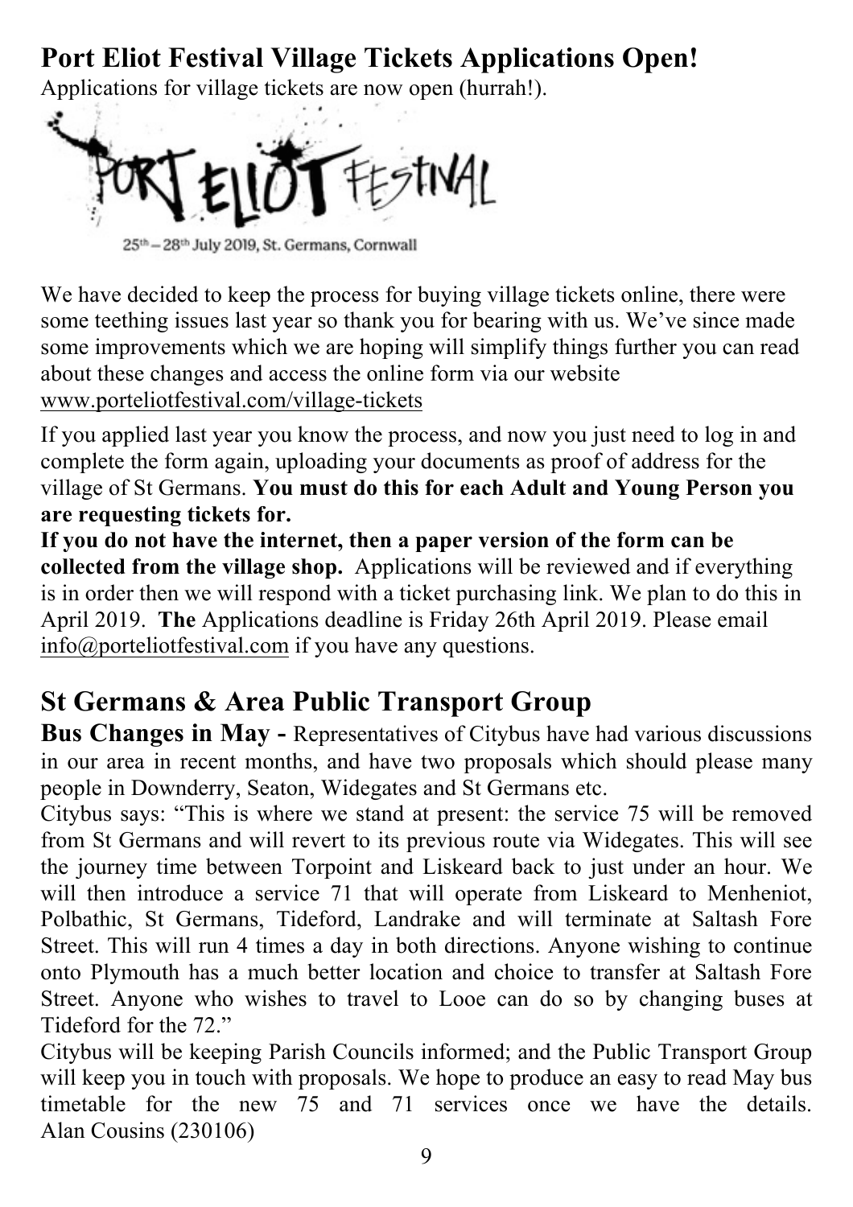## Port Eliot Festival Village Tickets Applications Open!

Applications for village tickets are now open (hurrah!).

PORT ELIOT FESTIVAL

25th – 28th July 2019, St. Germans, Cornwall

We have decided to keep the process for buying village tickets online, there were some teething issues last year so thank you for bearing with us. We've since made some improvements which we are hoping will simplify things further you can read about these changes and access the online form via our website www.porteliotfestival.com/village-tickets

If you applied last year you know the process, and now you just need to log in and complete the form again, uploading your documents as proof of address for the village of St Germans. **You must do this for each Adult and Young Person you are requesting tickets for.**

**If you do not have the internet, then a paper version of the form can be collected from the village shop.** Applications will be reviewed and if everything is in order then we will respond with a ticket purchasing link. We plan to do this in April 2019. **The** Applications deadline is Friday 26th April 2019. Please email info@porteliotfestival.com if you have any questions.

## St Germans & Area Public Transport Group

**Bus Changes in May -** Representatives of Citybus have had various discussions in our area in recent months, and have two proposals which should please many people in Downderry, Seaton, Widegates and St Germans etc.

Citybus says: "This is where we stand at present: the service 75 will be removed from St Germans and will revert to its previous route via Widegates. This will see the journey time between Torpoint and Liskeard back to just under an hour. We will then introduce a service 71 that will operate from Liskeard to Menheniot, Polbathic, St Germans, Tideford, Landrake and will terminate at Saltash Fore Street. This will run 4 times a day in both directions. Anyone wishing to continue onto Plymouth has a much better location and choice to transfer at Saltash Fore Street. Anyone who wishes to travel to Looe can do so by changing buses at Tideford for the 72."

Citybus will be keeping Parish Councils informed; and the Public Transport Group will keep you in touch with proposals. We hope to produce an easy to read May bus timetable for the new 75 and 71 services once we have the details. Alan Cousins (230106)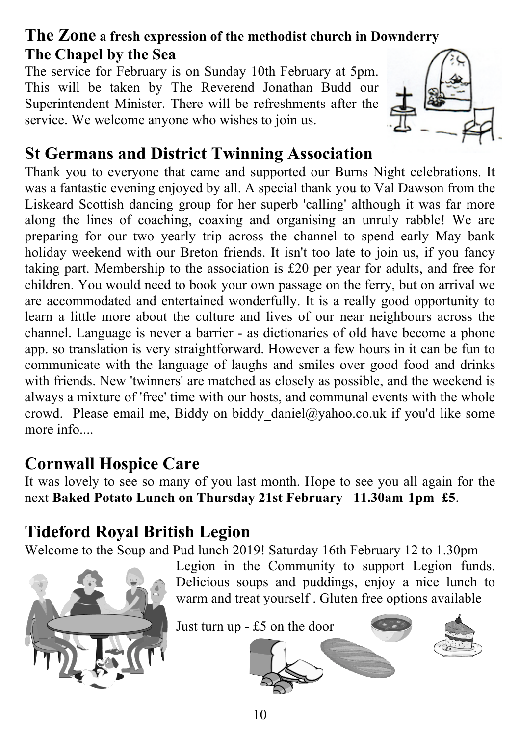## The Zone a fresh expression of the methodist church in Downderry

### The Chapel by the Sea

The service for February is on Sunday 10th February at 5pm. This will be taken by The Reverend Jonathan Budd our Superintendent Minister. There will be refreshments after the service. We welcome anyone who wishes to join us.

## St Germans and District Twinning Association

Thank you to everyone that came and supported our Burns Night celebrations. It was a fantastic evening enjoyed by all. A special thank you to Val Dawson from the Liskeard Scottish dancing group for her superb 'calling' although it was far more along the lines of coaching, coaxing and organising an unruly rabble! We are preparing for our two yearly trip across the channel to spend early May bank holiday weekend with our Breton friends. It isn't too late to join us, if you fancy taking part. Membership to the association is £20 per year for adults, and free for children. You would need to book your own passage on the ferry, but on arrival we are accommodated and entertained wonderfully. It is a really good opportunity to learn a little more about the culture and lives of our near neighbours across the channel. Language is never a barrier - as dictionaries of old have become a phone app. so translation is very straightforward. However a few hours in it can be fun to communicate with the language of laughs and smiles over good food and drinks with friends. New 'twinners' are matched as closely as possible, and the weekend is always a mixture of 'free' time with our hosts, and communal events with the whole crowd. Please email me, Biddy on biddy_daniel@yahoo.co.uk if you'd like some more info....

## Cornwall Hospice Care

It was lovely to see so many of you last month. Hope to see you all again for the next **Baked Potato Lunch on Thursday 21st February 11.30am 1pm £5**.

## Tideford Royal British Legion

Welcome to the Soup and Pud lunch 2019! Saturday 16th February 12 to 1.30pm

Legion in the Community to support Legion funds. Delicious soups and puddings, enjoy a nice lunch to warm and treat yourself . Gluten free options available

Just turn up - £5 on the door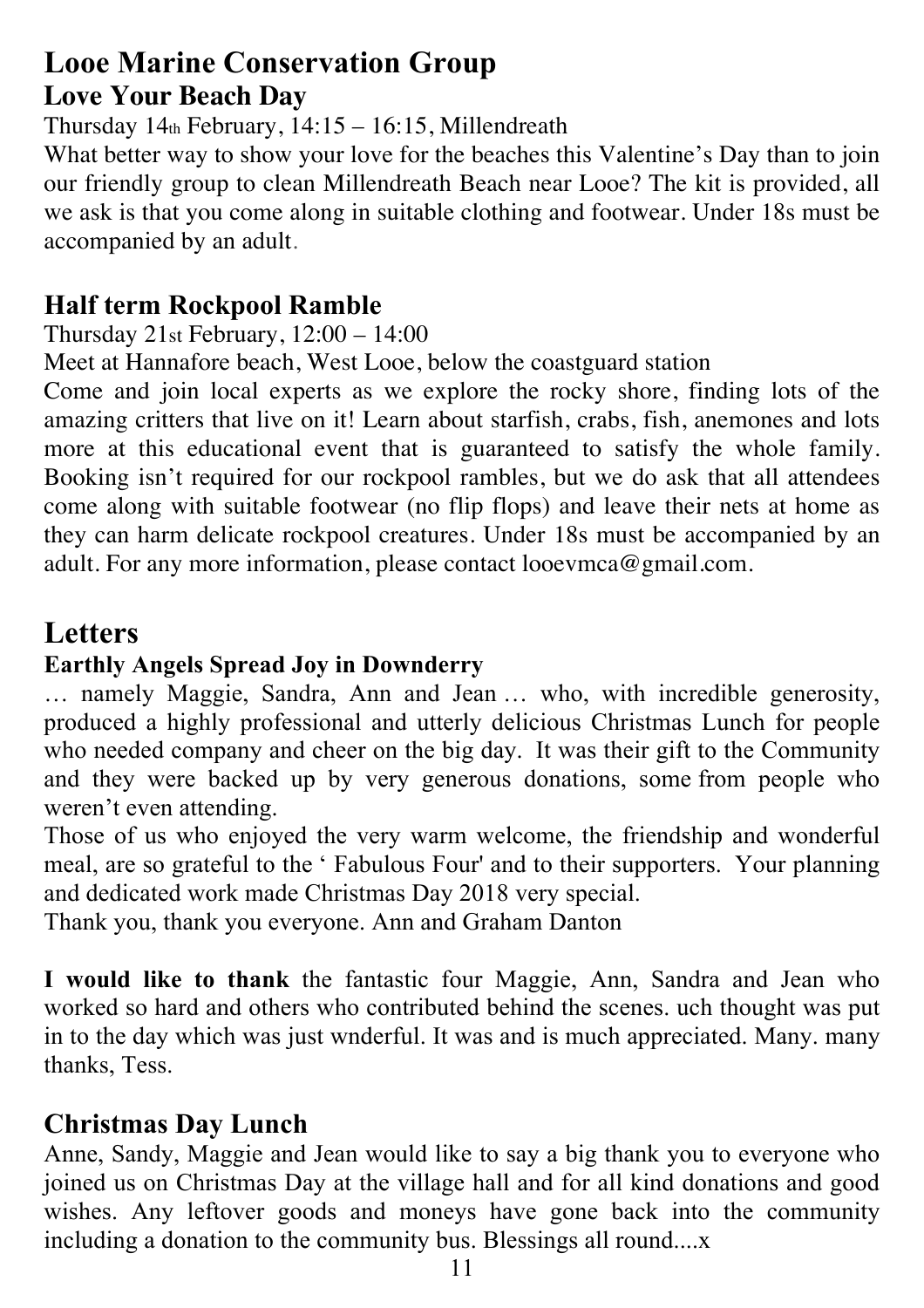# Looe Marine Conservation Group

## Love Your Beach Day

Thursday 14th February, 14:15 – 16:15, Millendreath

What better way to show your love for the beaches this Valentine's Day than to join our friendly group to clean Millendreath Beach near Looe? The kit is provided, all we ask is that you come along in suitable clothing and footwear. Under 18s must be accompanied by an adult.

## Half term Rockpool Ramble

Thursday 21st February, 12:00 – 14:00

Meet at Hannafore beach, West Looe, below the coastguard station

Come and join local experts as we explore the rocky shore, finding lots of the amazing critters that live on it! Learn about starfish, crabs, fish, anemones and lots more at this educational event that is guaranteed to satisfy the whole family. Booking isn't required for our rockpool rambles, but we do ask that all attendees come along with suitable footwear (no flip flops) and leave their nets at home as they can harm delicate rockpool creatures. Under 18s must be accompanied by an adult. For any more information, please contact looevmca@gmail.com.

# Letters

### Earthly Angels Spread Joy in Downderry

… namely Maggie, Sandra, Ann and Jean … who, with incredible generosity, produced a highly professional and utterly delicious Christmas Lunch for people who needed company and cheer on the big day. It was their gift to the Community and they were backed up by very generous donations, some from people who weren't even attending.

Those of us who enjoyed the very warm welcome, the friendship and wonderful meal, are so grateful to the ' Fabulous Four' and to their supporters. Your planning and dedicated work made Christmas Day 2018 very special.

Thank you, thank you everyone. Ann and Graham Danton

**I would like to thank** the fantastic four Maggie, Ann, Sandra and Jean who worked so hard and others who contributed behind the scenes. uch thought was put in to the day which was just wnderful. It was and is much appreciated. Many. many thanks, Tess.

## Christmas Day Lunch

Anne, Sandy, Maggie and Jean would like to say a big thank you to everyone who joined us on Christmas Day at the village hall and for all kind donations and good wishes. Any leftover goods and moneys have gone back into the community including a donation to the community bus. Blessings all round....x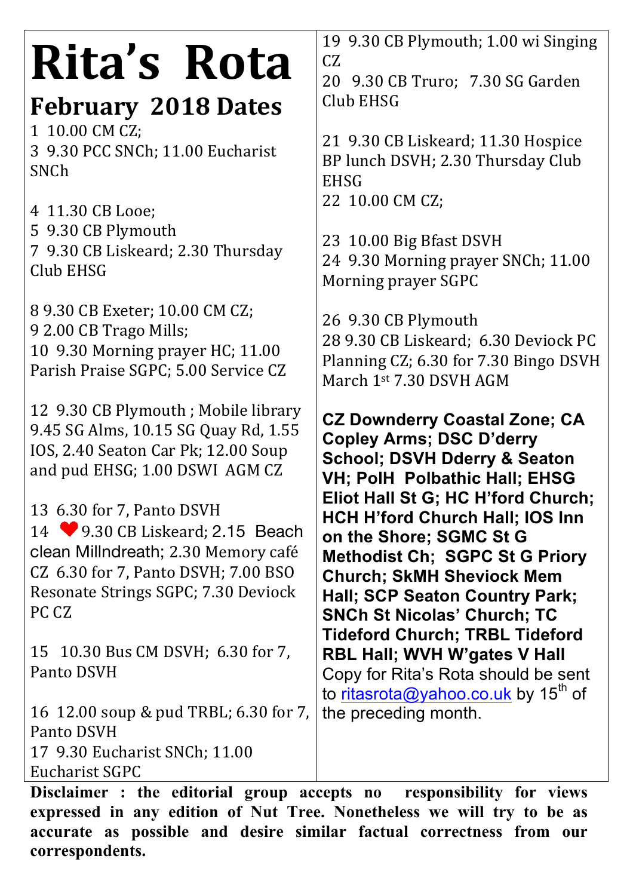# Rita's Rota

## February 2018 Dates

1 10.00 CM CZ;
3 9.30 PCC SNCh; 11.00 Eucharist SNCh

4 11.30 CB Looe;
5 9.30 CB Plymouth
7 9.30 CB Liskeard; 2.30 Thursday Club EHSG

8 9.30 CB Exeter; 10.00 CM CZ;
9 2.00 CB Trago Mills;
10 9.30 Morning prayer HC; 11.00 Parish Praise SGPC; 5.00 Service CZ

12 9.30 CB Plymouth ; Mobile library 9.45 SG Alms, 10.15 SG Quay Rd, 1.55 IOS, 2.40 Seaton Car Pk; 12.00 Soup and pud EHSG; 1.00 DSWI AGM CZ

13 6.30 for 7, Panto DSVH
14 ❤ 9.30 CB Liskeard; 2.15 Beach clean Millndreath; 2.30 Memory café CZ 6.30 for 7, Panto DSVH; 7.00 BSO Resonate Strings SGPC; 7.30 Deviock PC CZ

15 10.30 Bus CM DSVH; 6.30 for 7, Panto DSVH

16 12.00 soup & pud TRBL; 6.30 for 7, Panto DSVH
17 9.30 Eucharist SNCh; 11.00 Eucharist SGPC

19 9.30 CB Plymouth; 1.00 wi Singing CZ
20 9.30 CB Truro; 7.30 SG Garden Club EHSG

21 9.30 CB Liskeard; 11.30 Hospice BP lunch DSVH; 2.30 Thursday Club EHSG
22 10.00 CM CZ;

23 10.00 Big Bfast DSVH
24 9.30 Morning prayer SNCh; 11.00 Morning prayer SGPC

26 9.30 CB Plymouth
28 9.30 CB Liskeard; 6.30 Deviock PC Planning CZ; 6.30 for 7.30 Bingo DSVH
March 1st 7.30 DSVH AGM

**CZ Downderry Coastal Zone; CA Copley Arms; DSC D'derry School; DSVH Dderry & Seaton VH; PolH Polbathic Hall; EHSG Eliot Hall St G; HC H'ford Church; HCH H'ford Church Hall; IOS Inn on the Shore; SGMC St G Methodist Ch; SGPC St G Priory Church; SkMH Sheviock Mem Hall; SCP Seaton Country Park; SNCh St Nicolas' Church; TC Tideford Church; TRBL Tideford RBL Hall; WVH W'gates V Hall**

Copy for Rita's Rota should be sent to ritasrota@yahoo.co.uk by 15th of the preceding month.

**Disclaimer : the editorial group accepts no responsibility for views expressed in any edition of Nut Tree. Nonetheless we will try to be as accurate as possible and desire similar factual correctness from our correspondents.**